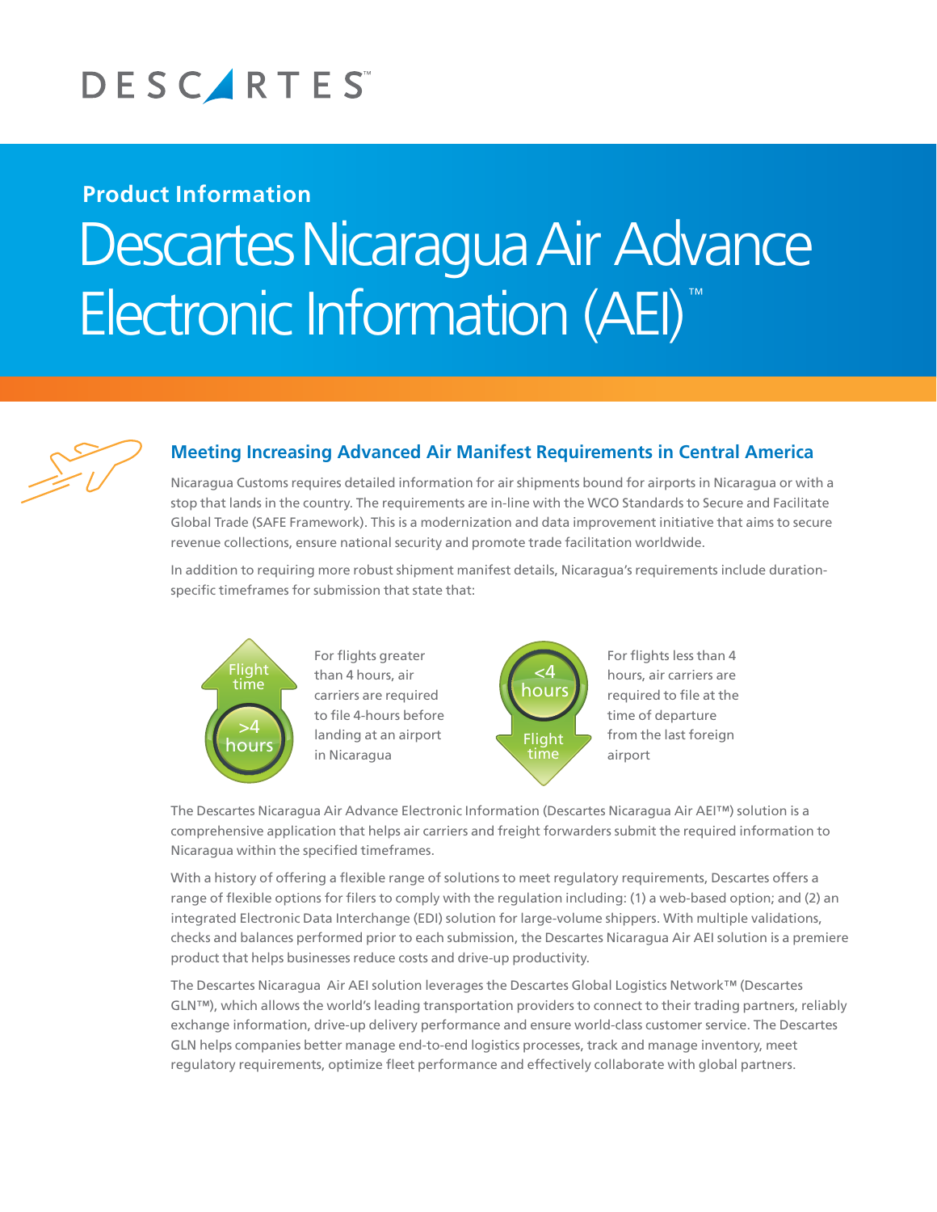DESCARTES™

**Product Information**

# Descartes Nicaragua Air Advance Electronic Information (AEI)™

## Meeting Increasing Advanced Air Manifest Requirements in Central America

Nicaragua Customs requires detailed information for air shipments bound for airports in Nicaragua or with a stop that lands in the country. The requirements are in-line with the WCO Standards to Secure and Facilitate Global Trade (SAFE Framework). This is a modernization and data improvement initiative that aims to secure revenue collections, ensure national security and promote trade facilitation worldwide.

In addition to requiring more robust shipment manifest details, Nicaragua's requirements include duration-specific timeframes for submission that state that:

Flight time >4 hours: For flights greater than 4 hours, air carriers are required to file 4-hours before landing at an airport in Nicaragua

<4 hours Flight time: For flights less than 4 hours, air carriers are required to file at the time of departure from the last foreign airport

The Descartes Nicaragua Air Advance Electronic Information (Descartes Nicaragua Air AEI™) solution is a comprehensive application that helps air carriers and freight forwarders submit the required information to Nicaragua within the specified timeframes.

With a history of offering a flexible range of solutions to meet regulatory requirements, Descartes offers a range of flexible options for filers to comply with the regulation including: (1) a web-based option; and (2) an integrated Electronic Data Interchange (EDI) solution for large-volume shippers. With multiple validations, checks and balances performed prior to each submission, the Descartes Nicaragua Air AEI solution is a premiere product that helps businesses reduce costs and drive-up productivity.

The Descartes Nicaragua Air AEI solution leverages the Descartes Global Logistics Network™ (Descartes GLN™), which allows the world's leading transportation providers to connect to their trading partners, reliably exchange information, drive-up delivery performance and ensure world-class customer service. The Descartes GLN helps companies better manage end-to-end logistics processes, track and manage inventory, meet regulatory requirements, optimize fleet performance and effectively collaborate with global partners.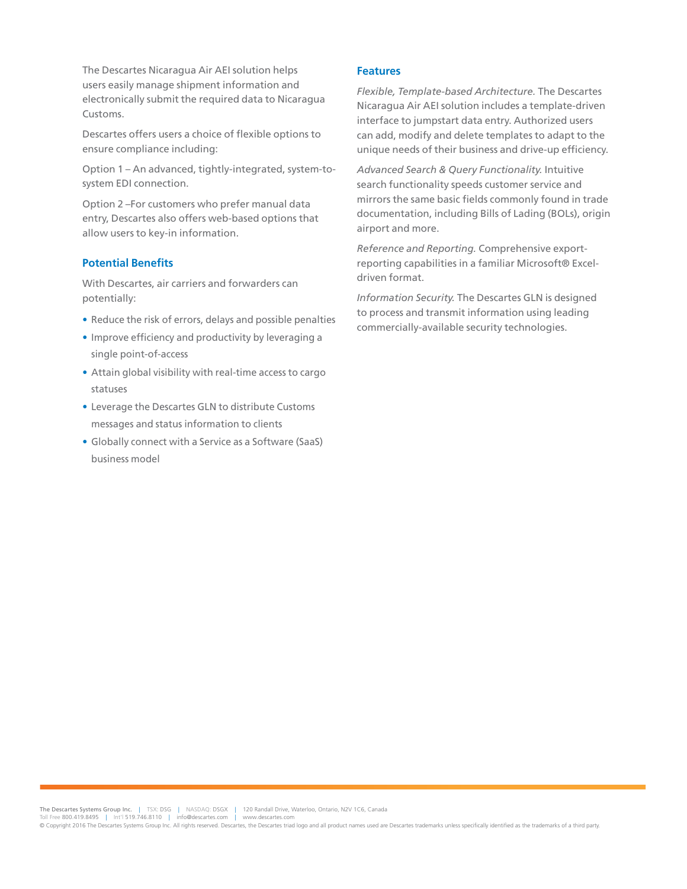The Descartes Nicaragua Air AEI solution helps users easily manage shipment information and electronically submit the required data to Nicaragua Customs.

Descartes offers users a choice of flexible options to ensure compliance including:

Option 1 – An advanced, tightly-integrated, system-to-system EDI connection.

Option 2 –For customers who prefer manual data entry, Descartes also offers web-based options that allow users to key-in information.

## Potential Benefits

With Descartes, air carriers and forwarders can potentially:

- Reduce the risk of errors, delays and possible penalties
- Improve efficiency and productivity by leveraging a single point-of-access
- Attain global visibility with real-time access to cargo statuses
- Leverage the Descartes GLN to distribute Customs messages and status information to clients
- Globally connect with a Service as a Software (SaaS) business model

## Features

*Flexible, Template-based Architecture.* The Descartes Nicaragua Air AEI solution includes a template-driven interface to jumpstart data entry. Authorized users can add, modify and delete templates to adapt to the unique needs of their business and drive-up efficiency.

*Advanced Search & Query Functionality.* Intuitive search functionality speeds customer service and mirrors the same basic fields commonly found in trade documentation, including Bills of Lading (BOLs), origin airport and more.

*Reference and Reporting.* Comprehensive export-reporting capabilities in a familiar Microsoft® Excel-driven format.

*Information Security.* The Descartes GLN is designed to process and transmit information using leading commercially-available security technologies.

The Descartes Systems Group Inc. | TSX: DSG | NASDAQ: DSGX | 120 Randall Drive, Waterloo, Ontario, N2V 1C6, Canada
Toll Free 800.419.8495 | Int'l 519.746.8110 | info@descartes.com | www.descartes.com
© Copyright 2016 The Descartes Systems Group Inc. All rights reserved. Descartes, the Descartes triad logo and all product names used are Descartes trademarks unless specifically identified as the trademarks of a third party.